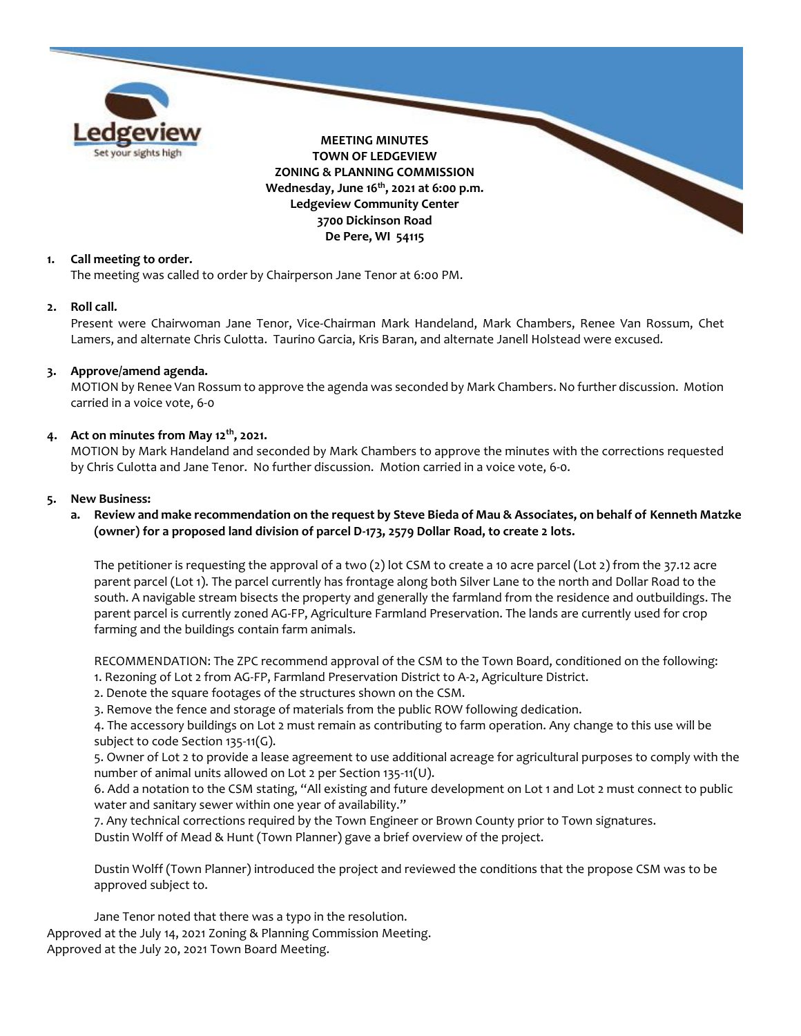**MEETING MINUTES**
**TOWN OF LEDGEVIEW**
**ZONING & PLANNING COMMISSION**
**Wednesday, June 16th, 2021 at 6:00 p.m.**
**Ledgeview Community Center**
**3700 Dickinson Road**
**De Pere, WI 54115**

1. **Call meeting to order.**
   The meeting was called to order by Chairperson Jane Tenor at 6:00 PM.

2. **Roll call.**
   Present were Chairwoman Jane Tenor, Vice-Chairman Mark Handeland, Mark Chambers, Renee Van Rossum, Chet Lamers, and alternate Chris Culotta. Taurino Garcia, Kris Baran, and alternate Janell Holstead were excused.

3. **Approve/amend agenda.**
   MOTION by Renee Van Rossum to approve the agenda was seconded by Mark Chambers. No further discussion. Motion carried in a voice vote, 6-0

4. **Act on minutes from May 12th, 2021.**
   MOTION by Mark Handeland and seconded by Mark Chambers to approve the minutes with the corrections requested by Chris Culotta and Jane Tenor. No further discussion. Motion carried in a voice vote, 6-0.

5. **New Business:**

   a. **Review and make recommendation on the request by Steve Bieda of Mau & Associates, on behalf of Kenneth Matzke (owner) for a proposed land division of parcel D-173, 2579 Dollar Road, to create 2 lots.**

   The petitioner is requesting the approval of a two (2) lot CSM to create a 10 acre parcel (Lot 2) from the 37.12 acre parent parcel (Lot 1). The parcel currently has frontage along both Silver Lane to the north and Dollar Road to the south. A navigable stream bisects the property and generally the farmland from the residence and outbuildings. The parent parcel is currently zoned AG-FP, Agriculture Farmland Preservation. The lands are currently used for crop farming and the buildings contain farm animals.

   RECOMMENDATION: The ZPC recommend approval of the CSM to the Town Board, conditioned on the following:
   1. Rezoning of Lot 2 from AG-FP, Farmland Preservation District to A-2, Agriculture District.
   2. Denote the square footages of the structures shown on the CSM.
   3. Remove the fence and storage of materials from the public ROW following dedication.
   4. The accessory buildings on Lot 2 must remain as contributing to farm operation. Any change to this use will be subject to code Section 135-11(G).
   5. Owner of Lot 2 to provide a lease agreement to use additional acreage for agricultural purposes to comply with the number of animal units allowed on Lot 2 per Section 135-11(U).
   6. Add a notation to the CSM stating, "All existing and future development on Lot 1 and Lot 2 must connect to public water and sanitary sewer within one year of availability."
   7. Any technical corrections required by the Town Engineer or Brown County prior to Town signatures.
   Dustin Wolff of Mead & Hunt (Town Planner) gave a brief overview of the project.

   Dustin Wolff (Town Planner) introduced the project and reviewed the conditions that the propose CSM was to be approved subject to.

   Jane Tenor noted that there was a typo in the resolution.

Approved at the July 14, 2021 Zoning & Planning Commission Meeting.
Approved at the July 20, 2021 Town Board Meeting.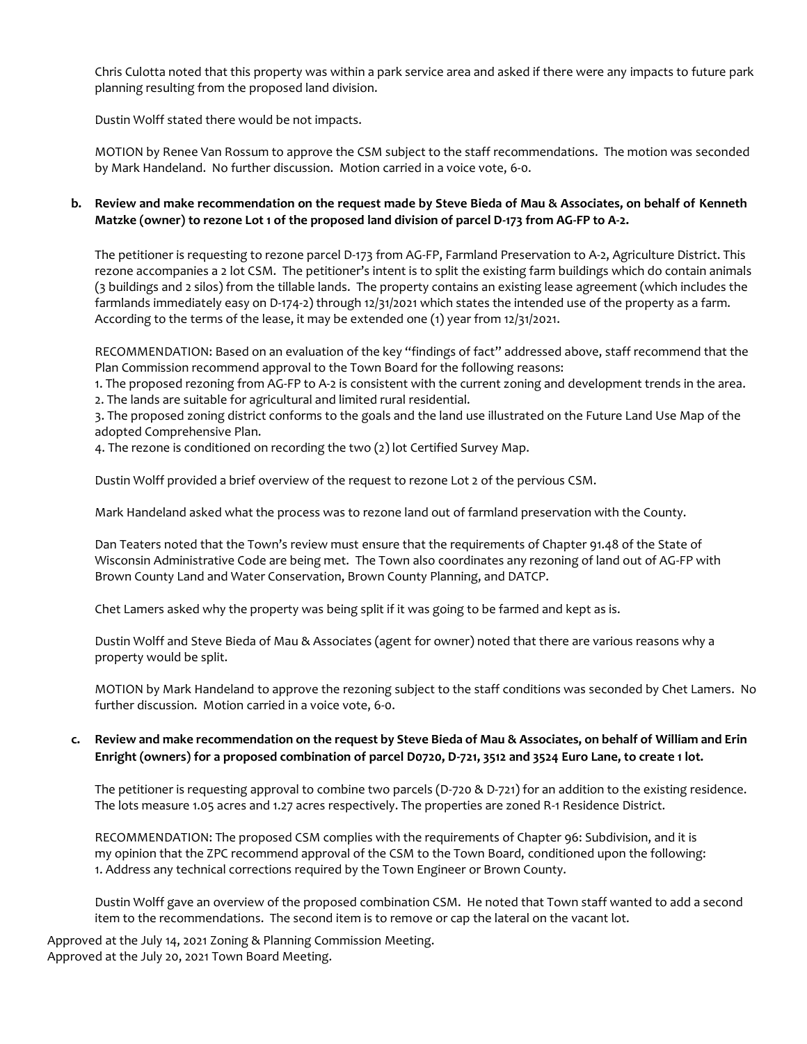Chris Culotta noted that this property was within a park service area and asked if there were any impacts to future park planning resulting from the proposed land division.

Dustin Wolff stated there would be not impacts.

MOTION by Renee Van Rossum to approve the CSM subject to the staff recommendations. The motion was seconded by Mark Handeland. No further discussion. Motion carried in a voice vote, 6-0.

**b. Review and make recommendation on the request made by Steve Bieda of Mau & Associates, on behalf of Kenneth Matzke (owner) to rezone Lot 1 of the proposed land division of parcel D-173 from AG-FP to A-2.**

The petitioner is requesting to rezone parcel D-173 from AG-FP, Farmland Preservation to A-2, Agriculture District. This rezone accompanies a 2 lot CSM. The petitioner's intent is to split the existing farm buildings which do contain animals (3 buildings and 2 silos) from the tillable lands. The property contains an existing lease agreement (which includes the farmlands immediately easy on D-174-2) through 12/31/2021 which states the intended use of the property as a farm. According to the terms of the lease, it may be extended one (1) year from 12/31/2021.

RECOMMENDATION: Based on an evaluation of the key "findings of fact" addressed above, staff recommend that the Plan Commission recommend approval to the Town Board for the following reasons:
1. The proposed rezoning from AG-FP to A-2 is consistent with the current zoning and development trends in the area.
2. The lands are suitable for agricultural and limited rural residential.
3. The proposed zoning district conforms to the goals and the land use illustrated on the Future Land Use Map of the adopted Comprehensive Plan.
4. The rezone is conditioned on recording the two (2) lot Certified Survey Map.

Dustin Wolff provided a brief overview of the request to rezone Lot 2 of the pervious CSM.

Mark Handeland asked what the process was to rezone land out of farmland preservation with the County.

Dan Teaters noted that the Town's review must ensure that the requirements of Chapter 91.48 of the State of Wisconsin Administrative Code are being met. The Town also coordinates any rezoning of land out of AG-FP with Brown County Land and Water Conservation, Brown County Planning, and DATCP.

Chet Lamers asked why the property was being split if it was going to be farmed and kept as is.

Dustin Wolff and Steve Bieda of Mau & Associates (agent for owner) noted that there are various reasons why a property would be split.

MOTION by Mark Handeland to approve the rezoning subject to the staff conditions was seconded by Chet Lamers. No further discussion. Motion carried in a voice vote, 6-0.

**c. Review and make recommendation on the request by Steve Bieda of Mau & Associates, on behalf of William and Erin Enright (owners) for a proposed combination of parcel D0720, D-721, 3512 and 3524 Euro Lane, to create 1 lot.**

The petitioner is requesting approval to combine two parcels (D-720 & D-721) for an addition to the existing residence. The lots measure 1.05 acres and 1.27 acres respectively. The properties are zoned R-1 Residence District.

RECOMMENDATION: The proposed CSM complies with the requirements of Chapter 96: Subdivision, and it is my opinion that the ZPC recommend approval of the CSM to the Town Board, conditioned upon the following:
1. Address any technical corrections required by the Town Engineer or Brown County.

Dustin Wolff gave an overview of the proposed combination CSM. He noted that Town staff wanted to add a second item to the recommendations. The second item is to remove or cap the lateral on the vacant lot.

Approved at the July 14, 2021 Zoning & Planning Commission Meeting.
Approved at the July 20, 2021 Town Board Meeting.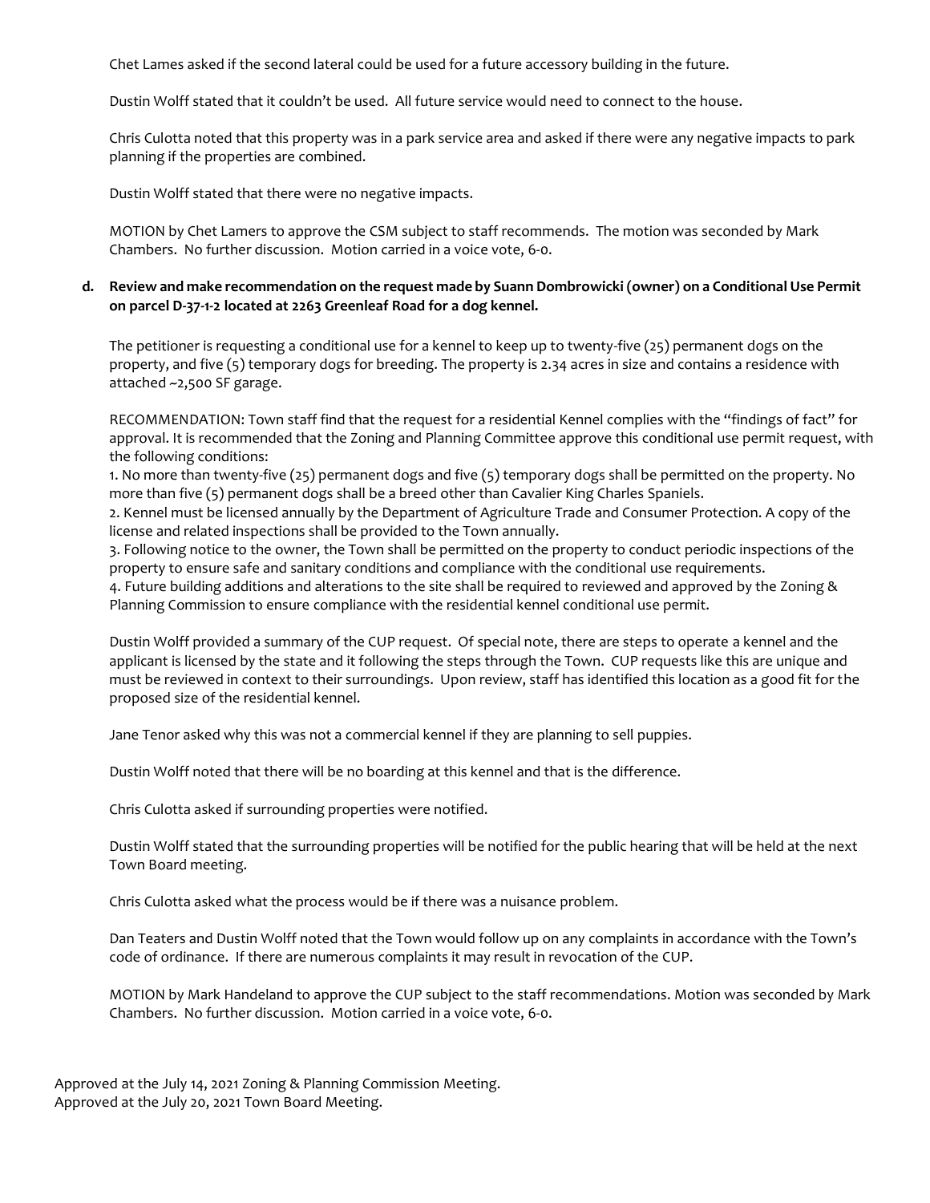Chet Lames asked if the second lateral could be used for a future accessory building in the future.

Dustin Wolff stated that it couldn't be used. All future service would need to connect to the house.

Chris Culotta noted that this property was in a park service area and asked if there were any negative impacts to park planning if the properties are combined.

Dustin Wolff stated that there were no negative impacts.

MOTION by Chet Lamers to approve the CSM subject to staff recommends. The motion was seconded by Mark Chambers. No further discussion. Motion carried in a voice vote, 6-0.

**d. Review and make recommendation on the request made by Suann Dombrowicki (owner) on a Conditional Use Permit on parcel D-37-1-2 located at 2263 Greenleaf Road for a dog kennel.**

The petitioner is requesting a conditional use for a kennel to keep up to twenty-five (25) permanent dogs on the property, and five (5) temporary dogs for breeding. The property is 2.34 acres in size and contains a residence with attached ~2,500 SF garage.

RECOMMENDATION: Town staff find that the request for a residential Kennel complies with the "findings of fact" for approval. It is recommended that the Zoning and Planning Committee approve this conditional use permit request, with the following conditions:

1. No more than twenty-five (25) permanent dogs and five (5) temporary dogs shall be permitted on the property. No more than five (5) permanent dogs shall be a breed other than Cavalier King Charles Spaniels.
2. Kennel must be licensed annually by the Department of Agriculture Trade and Consumer Protection. A copy of the license and related inspections shall be provided to the Town annually.
3. Following notice to the owner, the Town shall be permitted on the property to conduct periodic inspections of the property to ensure safe and sanitary conditions and compliance with the conditional use requirements.
4. Future building additions and alterations to the site shall be required to reviewed and approved by the Zoning & Planning Commission to ensure compliance with the residential kennel conditional use permit.

Dustin Wolff provided a summary of the CUP request. Of special note, there are steps to operate a kennel and the applicant is licensed by the state and it following the steps through the Town. CUP requests like this are unique and must be reviewed in context to their surroundings. Upon review, staff has identified this location as a good fit for the proposed size of the residential kennel.

Jane Tenor asked why this was not a commercial kennel if they are planning to sell puppies.

Dustin Wolff noted that there will be no boarding at this kennel and that is the difference.

Chris Culotta asked if surrounding properties were notified.

Dustin Wolff stated that the surrounding properties will be notified for the public hearing that will be held at the next Town Board meeting.

Chris Culotta asked what the process would be if there was a nuisance problem.

Dan Teaters and Dustin Wolff noted that the Town would follow up on any complaints in accordance with the Town's code of ordinance. If there are numerous complaints it may result in revocation of the CUP.

MOTION by Mark Handeland to approve the CUP subject to the staff recommendations. Motion was seconded by Mark Chambers. No further discussion. Motion carried in a voice vote, 6-0.

Approved at the July 14, 2021 Zoning & Planning Commission Meeting.
Approved at the July 20, 2021 Town Board Meeting.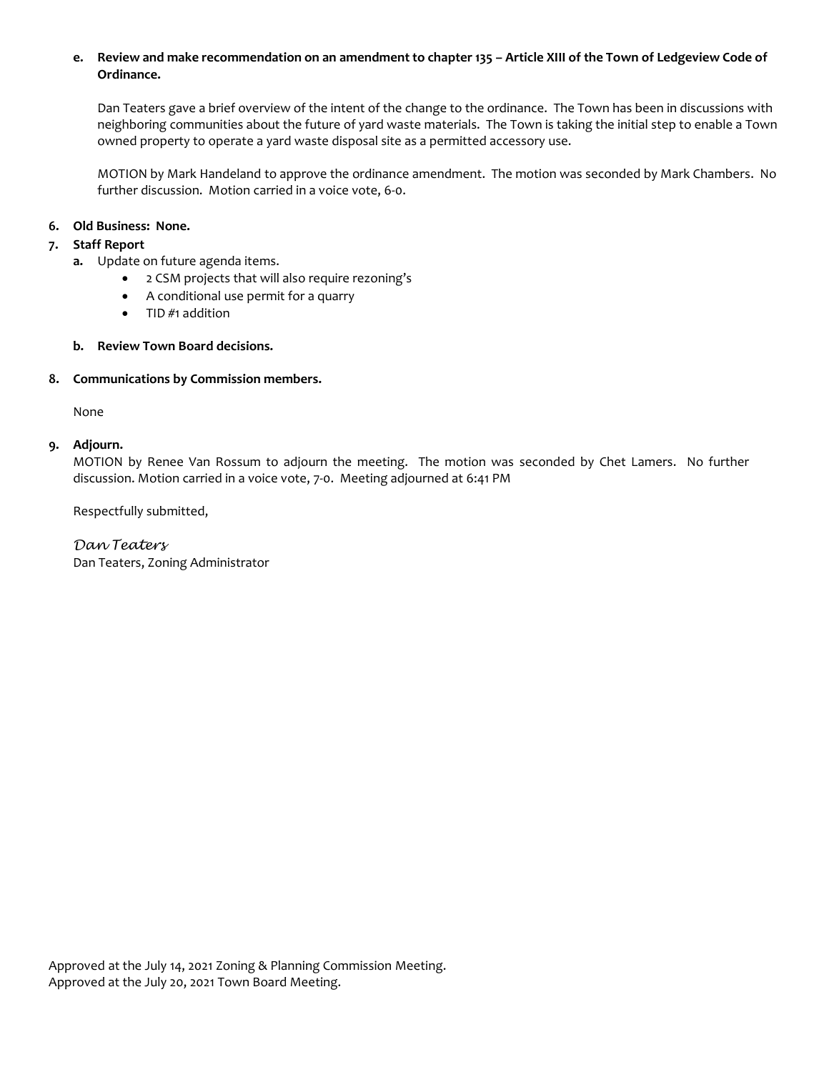**e. Review and make recommendation on an amendment to chapter 135 – Article XIII of the Town of Ledgeview Code of Ordinance.**

Dan Teaters gave a brief overview of the intent of the change to the ordinance. The Town has been in discussions with neighboring communities about the future of yard waste materials. The Town is taking the initial step to enable a Town owned property to operate a yard waste disposal site as a permitted accessory use.

MOTION by Mark Handeland to approve the ordinance amendment. The motion was seconded by Mark Chambers. No further discussion. Motion carried in a voice vote, 6-0.

**6. Old Business: None.**

**7. Staff Report**

**a.** Update on future agenda items.

- 2 CSM projects that will also require rezoning's
- A conditional use permit for a quarry
- TID #1 addition

**b. Review Town Board decisions.**

**8. Communications by Commission members.**

None

**9. Adjourn.**

MOTION by Renee Van Rossum to adjourn the meeting. The motion was seconded by Chet Lamers. No further discussion. Motion carried in a voice vote, 7-0. Meeting adjourned at 6:41 PM

Respectfully submitted,

*Dan Teaters*
Dan Teaters, Zoning Administrator

Approved at the July 14, 2021 Zoning & Planning Commission Meeting.
Approved at the July 20, 2021 Town Board Meeting.